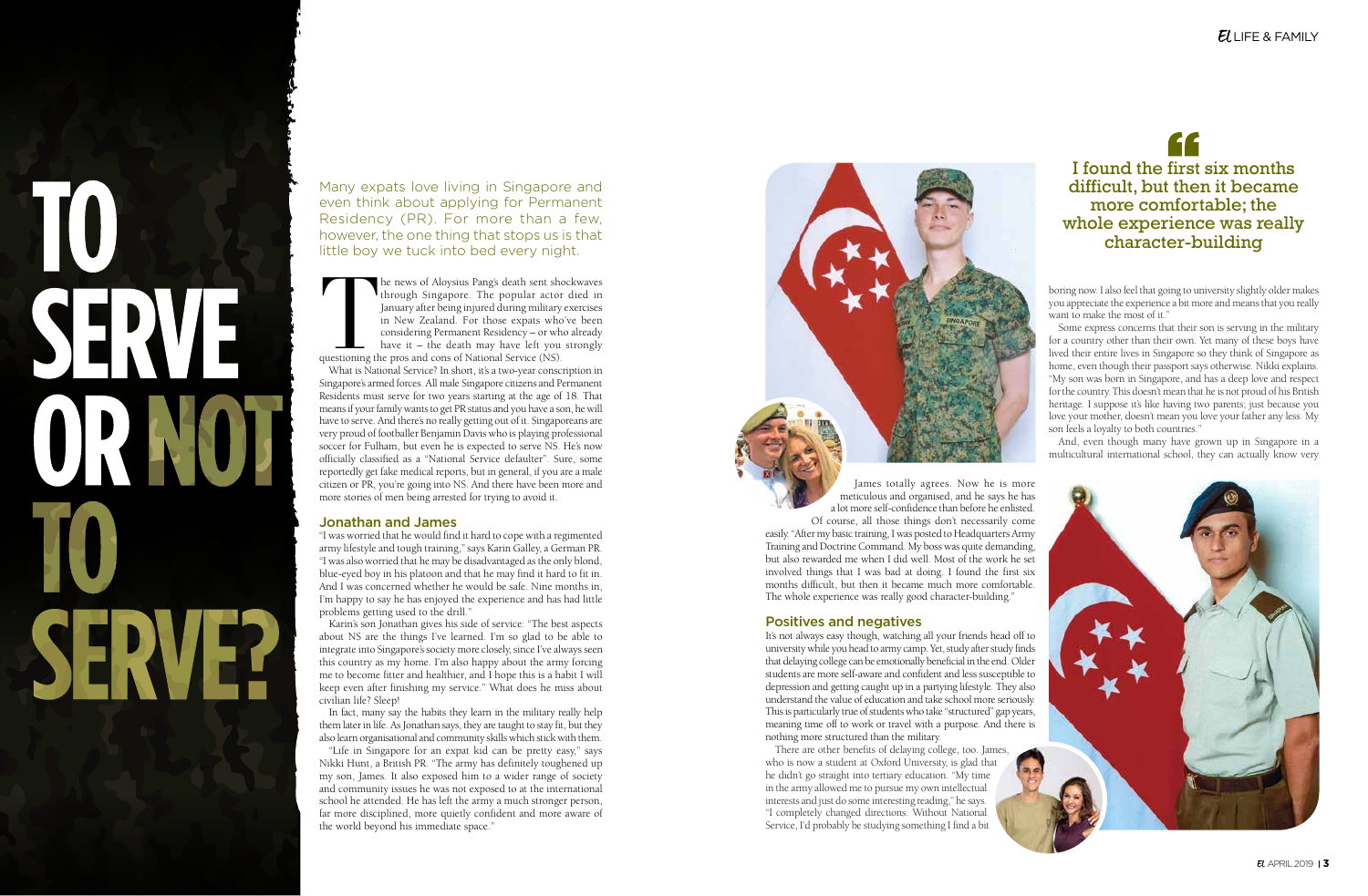# TO SERVE OR NOT TO SERVE?

Many expats love living in Singapore and even think about applying for Permanent Residency (PR). For more than a few, however, the one thing that stops us is that little boy we tuck into bed every night.

The news of Aloysius Pang's death sent shockwaves through Singapore. The popular actor died in January after being injured during military exercises in New Zealand. For those expats who've been considering Permanent Residency – or who already have it – the death may have left you strongly questioning the pros and cons of National Service (NS).

What is National Service? In short, it's a two-year conscription in Singapore's armed forces. All male Singapore citizens and Permanent Residents must serve for two years starting at the age of 18. That means if your family wants to get PR status and you have a son, he will have to serve. And there's no really getting out of it. Singaporeans are very proud of footballer Benjamin Davis who is playing professional soccer for Fulham, but even he is expected to serve NS. He's now officially classified as a "National Service defaulter". Sure, some reportedly get fake medical reports, but in general, if you are a male citizen or PR, you're going into NS. And there have been more and more stories of men being arrested for trying to avoid it.

## Jonathan and James

"I was worried that he would find it hard to cope with a regimented army lifestyle and tough training," says Karin Galley, a German PR. "I was also worried that he may be disadvantaged as the only blond, blue-eyed boy in his platoon and that he may find it hard to fit in. And I was concerned whether he would be safe. Nine months in, I'm happy to say he has enjoyed the experience and has had little problems getting used to the drill."

Karin's son Jonathan gives his side of service: "The best aspects about NS are the things I've learned. I'm so glad to be able to integrate into Singapore's society more closely, since I've always seen this country as my home. I'm also happy about the army forcing me to become fitter and healthier, and I hope this is a habit I will keep even after finishing my service." What does he miss about civilian life? Sleep!

In fact, many say the habits they learn in the military really help them later in life. As Jonathan says, they are taught to stay fit, but they also learn organisational and community skills which stick with them.

"Life in Singapore for an expat kid can be pretty easy," says Nikki Hunt, a British PR. "The army has definitely toughened up my son, James. It also exposed him to a wider range of society and community issues he was not exposed to at the international school he attended. He has left the army a much stronger person, far more disciplined, more quietly confident and more aware of the world beyond his immediate space."

James totally agrees. Now he is more meticulous and organised, and he says he has a lot more self-confidence than before he enlisted.

Of course, all those things don't necessarily come easily. "After my basic training, I was posted to Headquarters Army Training and Doctrine Command. My boss was quite demanding, but also rewarded me when I did well. Most of the work he set involved things that I was bad at doing. I found the first six months difficult, but then it became much more comfortable. The whole experience was really good character-building."

> "I found the first six months difficult, but then it became more comfortable; the whole experience was really character-building"

## Positives and negatives

It's not always easy though, watching all your friends head off to university while you head to army camp. Yet, study after study finds that delaying college can be emotionally beneficial in the end. Older students are more self-aware and confident and less susceptible to depression and getting caught up in a partying lifestyle. They also understand the value of education and take school more seriously. This is particularly true of students who take "structured" gap years, meaning time off to work or travel with a purpose. And there is nothing more structured than the military.

There are other benefits of delaying college, too. James, who is now a student at Oxford University, is glad that he didn't go straight into tertiary education. "My time in the army allowed me to pursue my own intellectual interests and just do some interesting reading," he says. "I completely changed directions. Without National Service, I'd probably be studying something I find a bit boring now. I also feel that going to university slightly older makes you appreciate the experience a bit more and means that you really want to make the most of it."

Some express concerns that their son is serving in the military for a country other than their own. Yet many of these boys have lived their entire lives in Singapore so they think of Singapore as home, even though their passport says otherwise. Nikki explains. "My son was born in Singapore, and has a deep love and respect for the country. This doesn't mean that he is not proud of his British heritage. I suppose it's like having two parents; just because you love your mother, doesn't mean you love your father any less. My son feels a loyalty to both countries."

And, even though many have grown up in Singapore in a multicultural international school, they can actually know very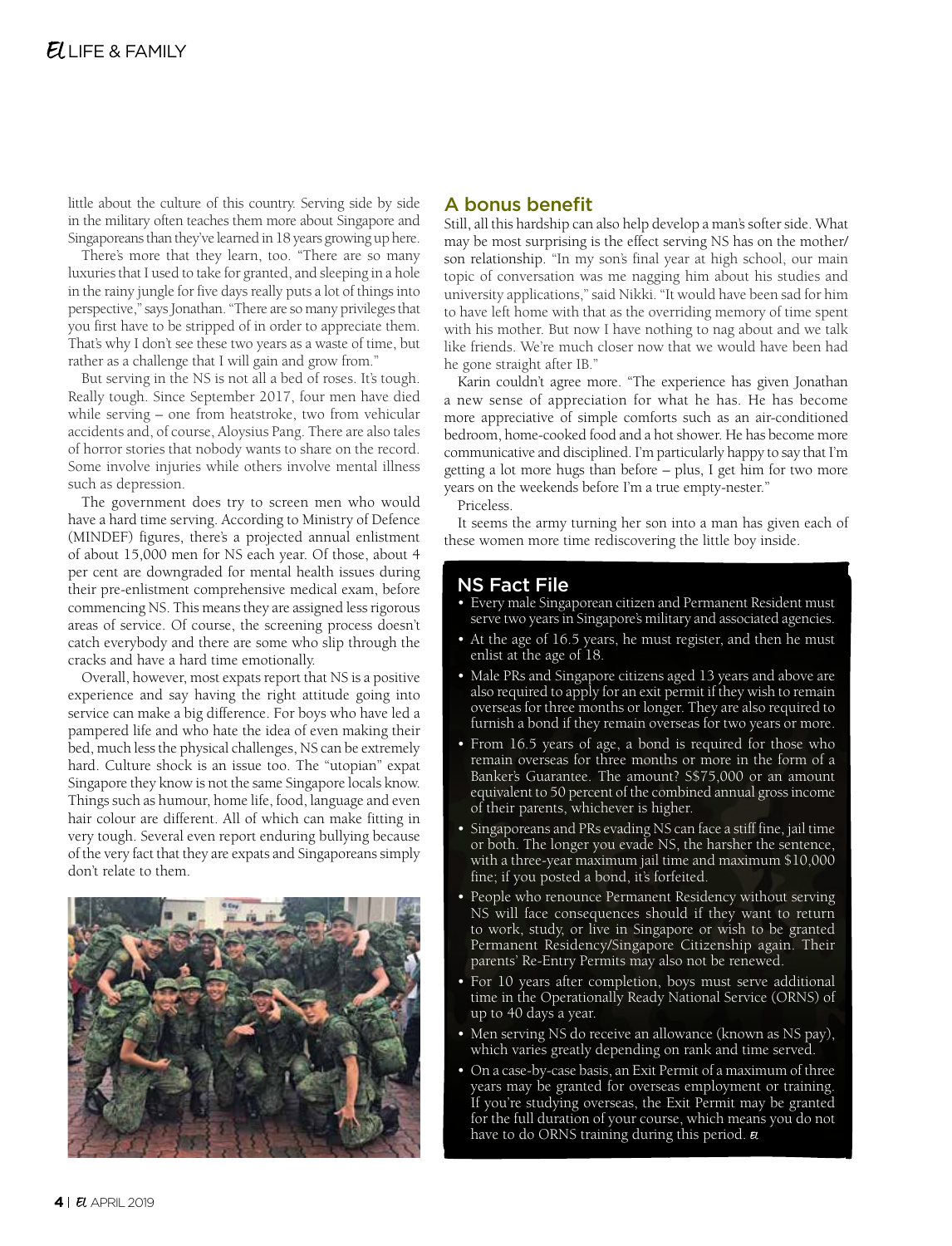little about the culture of this country. Serving side by side in the military often teaches them more about Singapore and Singaporeans than they've learned in 18 years growing up here.

There's more that they learn, too. "There are so many luxuries that I used to take for granted, and sleeping in a hole in the rainy jungle for five days really puts a lot of things into perspective," says Jonathan. "There are so many privileges that you first have to be stripped of in order to appreciate them. That's why I don't see these two years as a waste of time, but rather as a challenge that I will gain and grow from."

But serving in the NS is not all a bed of roses. It's tough. Really tough. Since September 2017, four men have died while serving – one from heatstroke, two from vehicular accidents and, of course, Aloysius Pang. There are also tales of horror stories that nobody wants to share on the record. Some involve injuries while others involve mental illness such as depression.

The government does try to screen men who would have a hard time serving. According to Ministry of Defence (MINDEF) figures, there's a projected annual enlistment of about 15,000 men for NS each year. Of those, about 4 per cent are downgraded for mental health issues during their pre-enlistment comprehensive medical exam, before commencing NS. This means they are assigned less rigorous areas of service. Of course, the screening process doesn't catch everybody and there are some who slip through the cracks and have a hard time emotionally.

Overall, however, most expats report that NS is a positive experience and say having the right attitude going into service can make a big difference. For boys who have led a pampered life and who hate the idea of even making their bed, much less the physical challenges, NS can be extremely hard. Culture shock is an issue too. The "utopian" expat Singapore they know is not the same Singapore locals know. Things such as humour, home life, food, language and even hair colour are different. All of which can make fitting in very tough. Several even report enduring bullying because of the very fact that they are expats and Singaporeans simply don't relate to them.

## A bonus benefit

Still, all this hardship can also help develop a man's softer side. What may be most surprising is the effect serving NS has on the mother/son relationship. "In my son's final year at high school, our main topic of conversation was me nagging him about his studies and university applications," said Nikki. "It would have been sad for him to have left home with that as the overriding memory of time spent with his mother. But now I have nothing to nag about and we talk like friends. We're much closer now that we would have been had he gone straight after IB."

Karin couldn't agree more. "The experience has given Jonathan a new sense of appreciation for what he has. He has become more appreciative of simple comforts such as an air-conditioned bedroom, home-cooked food and a hot shower. He has become more communicative and disciplined. I'm particularly happy to say that I'm getting a lot more hugs than before – plus, I get him for two more years on the weekends before I'm a true empty-nester."

Priceless.

It seems the army turning her son into a man has given each of these women more time rediscovering the little boy inside.

## NS Fact File

- Every male Singaporean citizen and Permanent Resident must serve two years in Singapore's military and associated agencies.
- At the age of 16.5 years, he must register, and then he must enlist at the age of 18.
- Male PRs and Singapore citizens aged 13 years and above are also required to apply for an exit permit if they wish to remain overseas for three months or longer. They are also required to furnish a bond if they remain overseas for two years or more.
- From 16.5 years of age, a bond is required for those who remain overseas for three months or more in the form of a Banker's Guarantee. The amount? S$75,000 or an amount equivalent to 50 percent of the combined annual gross income of their parents, whichever is higher.
- Singaporeans and PRs evading NS can face a stiff fine, jail time or both. The longer you evade NS, the harsher the sentence, with a three-year maximum jail time and maximum $10,000 fine; if you posted a bond, it's forfeited.
- People who renounce Permanent Residency without serving NS will face consequences should if they want to return to work, study, or live in Singapore or wish to be granted Permanent Residency/Singapore Citizenship again. Their parents' Re-Entry Permits may also not be renewed.
- For 10 years after completion, boys must serve additional time in the Operationally Ready National Service (ORNS) of up to 40 days a year.
- Men serving NS do receive an allowance (known as NS pay), which varies greatly depending on rank and time served.
- On a case-by-case basis, an Exit Permit of a maximum of three years may be granted for overseas employment or training. If you're studying overseas, the Exit Permit may be granted for the full duration of your course, which means you do not have to do ORNS training during this period.